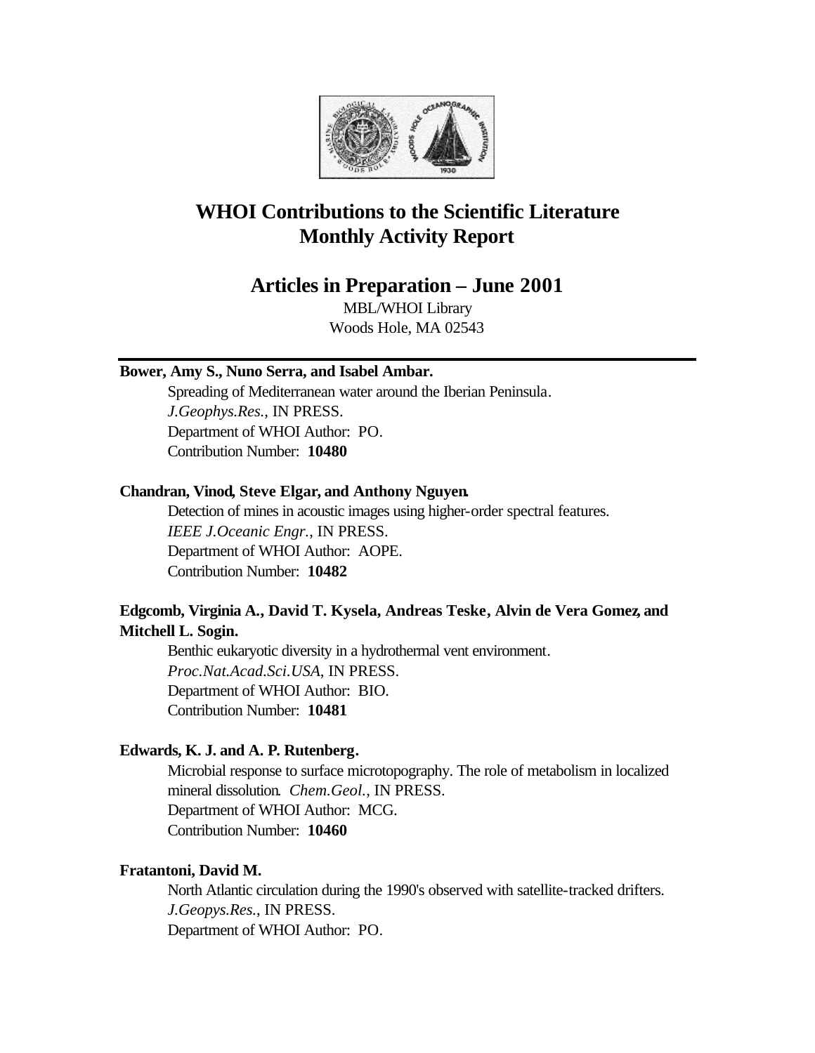# WHOI Contributions to the Scientific Literature Monthly Activity Report

## Articles in Preparation – June 2001

MBL/WHOI Library
Woods Hole, MA 02543

---

**Bowen, Amy S., Nuno Serra, and Isabel Ambar.**

Spreading of Mediterranean water around the Iberian Peninsula.
*J.Geophys.Res.*, IN PRESS.
Department of WHOI Author: PO.
Contribution Number: **10480**

**Chandran, Vinod, Steve Elgar, and Anthony Nguyen.**

Detection of mines in acoustic images using higher-order spectral features.
*IEEE J.Oceanic Engr.*, IN PRESS.
Department of WHOI Author: AOPE.
Contribution Number: **10482**

**Edgcomb, Virginia A., David T. Kysela, Andreas Teske, Alvin de Vera Gomez, and Mitchell L. Sogin.**

Benthic eukaryotic diversity in a hydrothermal vent environment.
*Proc.Nat.Acad.Sci.USA*, IN PRESS.
Department of WHOI Author: BIO.
Contribution Number: **10481**

**Edwards, K. J. and A. P. Rutenberg.**

Microbial response to surface microtopography. The role of metabolism in localized mineral dissolution. *Chem.Geol.*, IN PRESS.
Department of WHOI Author: MCG.
Contribution Number: **10460**

**Fratantoni, David M.**

North Atlantic circulation during the 1990's observed with satellite-tracked drifters.
*J.Geopys.Res.*, IN PRESS.
Department of WHOI Author: PO.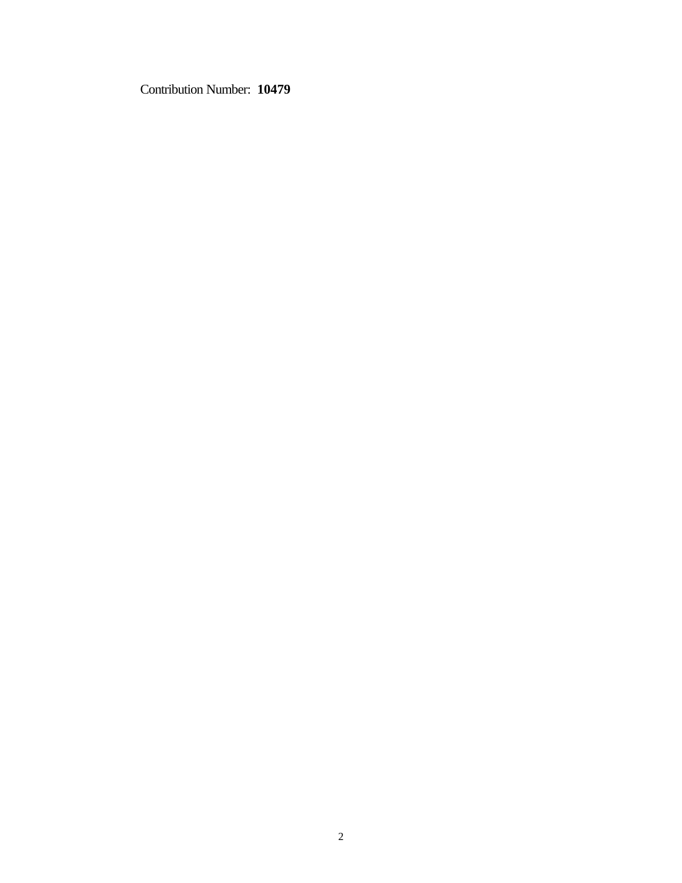Contribution Number: **10479**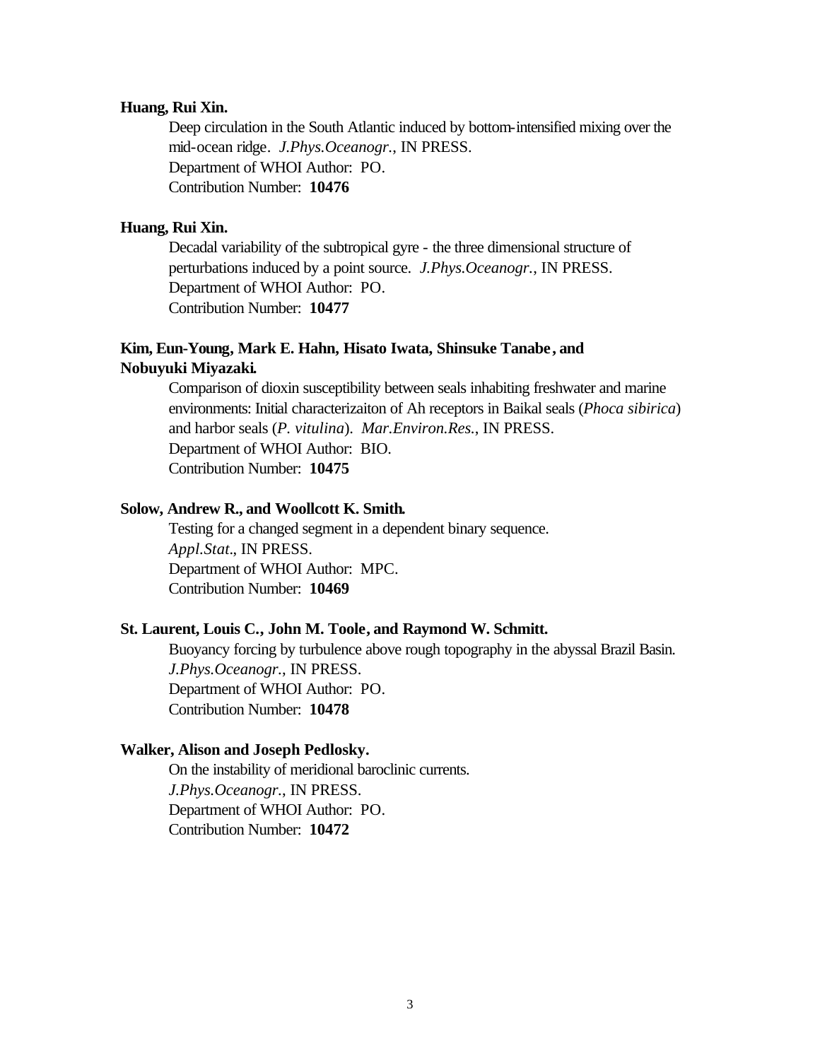**Huang, Rui Xin.**

Deep circulation in the South Atlantic induced by bottom-intensified mixing over the mid-ocean ridge. *J.Phys.Oceanogr.*, IN PRESS.
Department of WHOI Author: PO.
Contribution Number: **10476**

**Huang, Rui Xin.**

Decadal variability of the subtropical gyre - the three dimensional structure of perturbations induced by a point source. *J.Phys.Oceanogr.*, IN PRESS.
Department of WHOI Author: PO.
Contribution Number: **10477**

**Kim, Eun-Young, Mark E. Hahn, Hisato Iwata, Shinsuke Tanabe, and Nobuyuki Miyazaki.**

Comparison of dioxin susceptibility between seals inhabiting freshwater and marine environments: Initial characterizaiton of Ah receptors in Baikal seals (*Phoca sibirica*) and harbor seals (*P. vitulina*). *Mar.Environ.Res.*, IN PRESS.
Department of WHOI Author: BIO.
Contribution Number: **10475**

**Solow, Andrew R., and Woollcott K. Smith.**

Testing for a changed segment in a dependent binary sequence.
*Appl.Stat.*, IN PRESS.
Department of WHOI Author: MPC.
Contribution Number: **10469**

**St. Laurent, Louis C., John M. Toole, and Raymond W. Schmitt.**

Buoyancy forcing by turbulence above rough topography in the abyssal Brazil Basin.
*J.Phys.Oceanogr.*, IN PRESS.
Department of WHOI Author: PO.
Contribution Number: **10478**

**Walker, Alison and Joseph Pedlosky.**

On the instability of meridional baroclinic currents.
*J.Phys.Oceanogr.*, IN PRESS.
Department of WHOI Author: PO.
Contribution Number: **10472**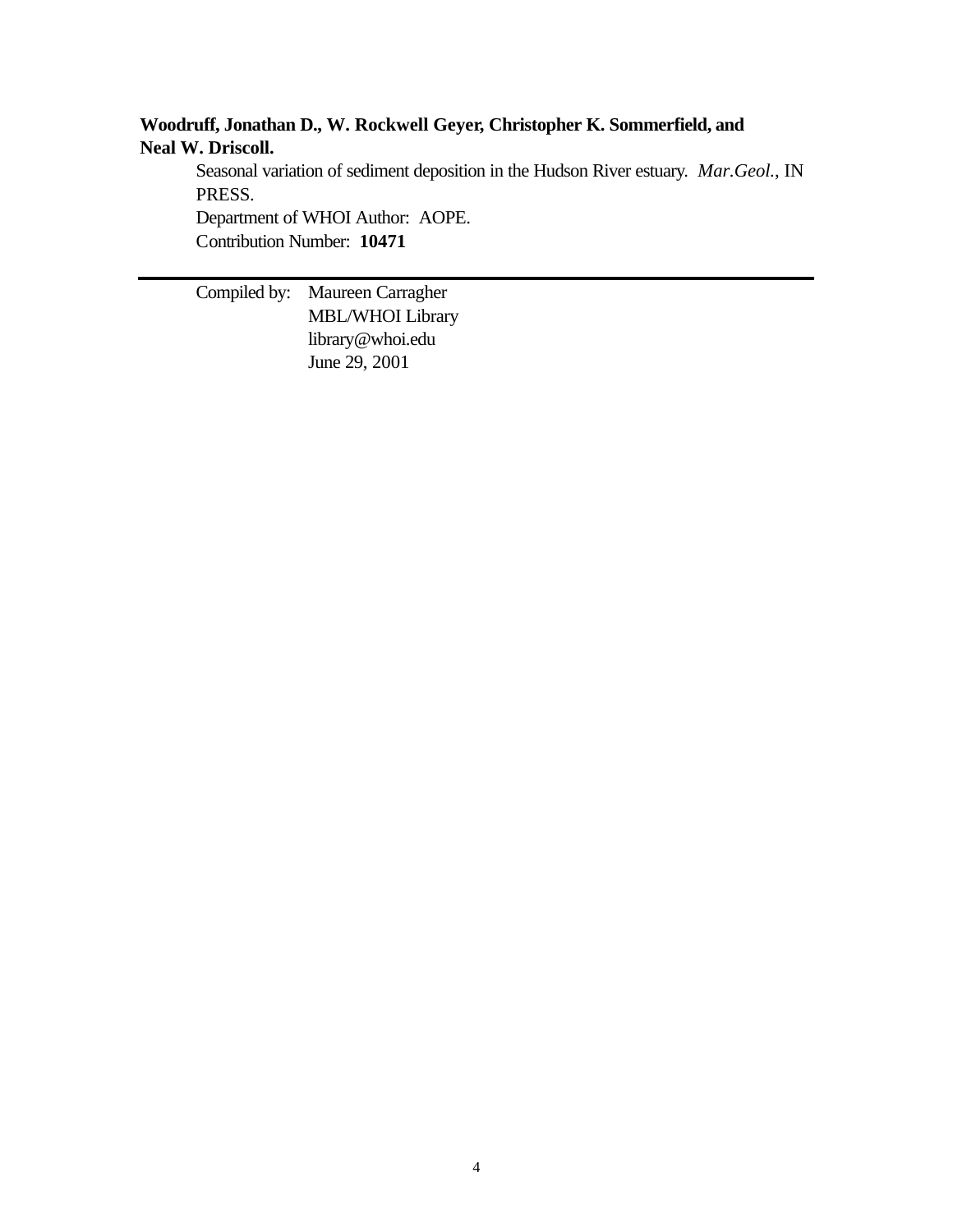**Woodruff, Jonathan D., W. Rockwell Geyer, Christopher K. Sommerfield, and Neal W. Driscoll.**

Seasonal variation of sediment deposition in the Hudson River estuary. *Mar.Geol.*, IN PRESS.
Department of WHOI Author: AOPE.
Contribution Number: **10471**

---

Compiled by: Maureen Carragher
MBL/WHOI Library
library@whoi.edu
June 29, 2001